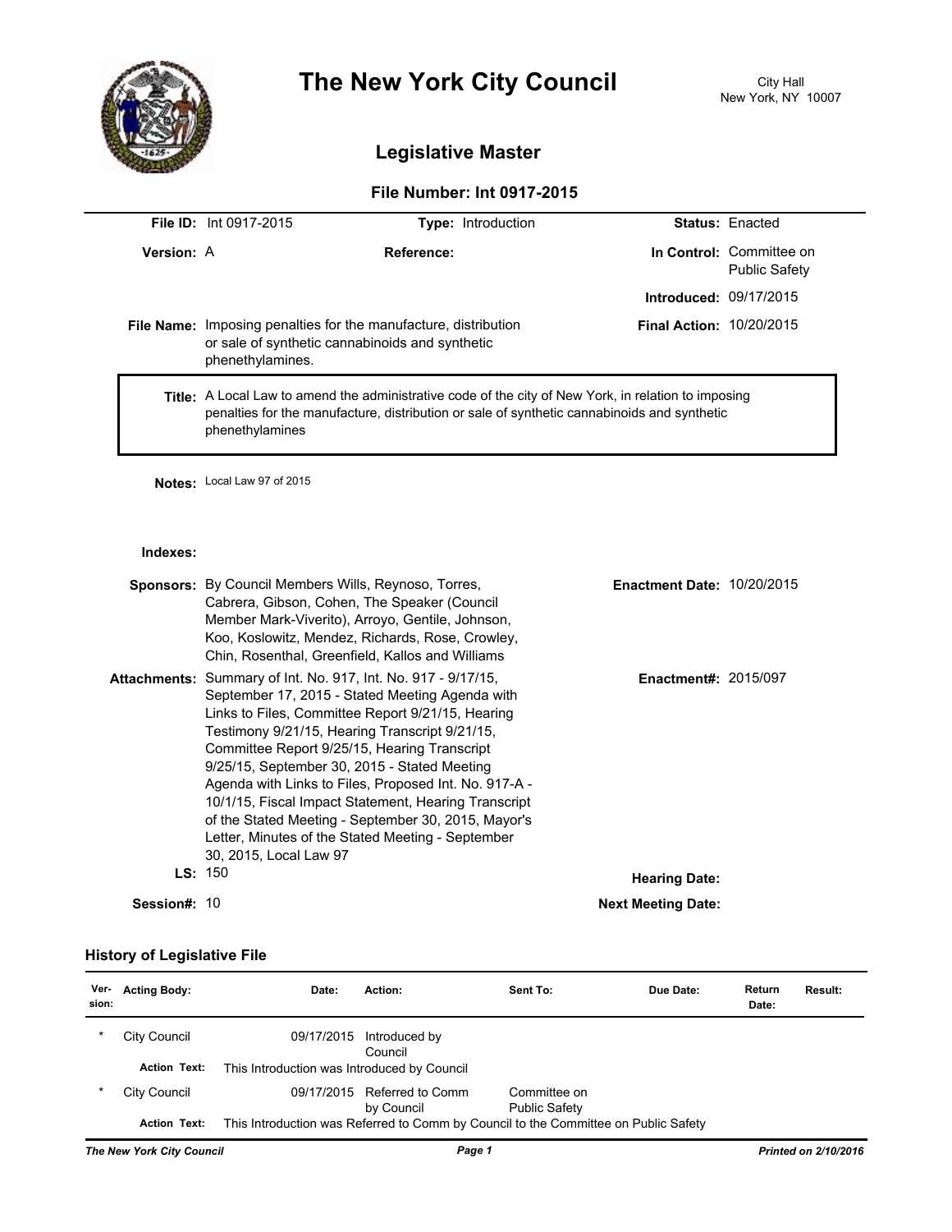# The New York City Council

City Hall
New York, NY 10007

## Legislative Master

### File Number: Int 0917-2015

**File ID:** Int 0917-2015 **Type:** Introduction **Status:** Enacted

**Version:** A **Reference:** **In Control:** Committee on Public Safety

**Introduced:** 09/17/2015

**File Name:** Imposing penalties for the manufacture, distribution or sale of synthetic cannabinoids and synthetic phenethylamines. **Final Action:** 10/20/2015

**Title:** A Local Law to amend the administrative code of the city of New York, in relation to imposing penalties for the manufacture, distribution or sale of synthetic cannabinoids and synthetic phenethylamines

**Notes:** Local Law 97 of 2015

**Indexes:**

**Sponsors:** By Council Members Wills, Reynoso, Torres, Cabrera, Gibson, Cohen, The Speaker (Council Member Mark-Viverito), Arroyo, Gentile, Johnson, Koo, Koslowitz, Mendez, Richards, Rose, Crowley, Chin, Rosenthal, Greenfield, Kallos and Williams **Enactment Date:** 10/20/2015

**Attachments:** Summary of Int. No. 917, Int. No. 917 - 9/17/15, September 17, 2015 - Stated Meeting Agenda with Links to Files, Committee Report 9/21/15, Hearing Testimony 9/21/15, Hearing Transcript 9/21/15, Committee Report 9/25/15, Hearing Transcript 9/25/15, September 30, 2015 - Stated Meeting Agenda with Links to Files, Proposed Int. No. 917-A - 10/1/15, Fiscal Impact Statement, Hearing Transcript of the Stated Meeting - September 30, 2015, Mayor's Letter, Minutes of the Stated Meeting - September 30, 2015, Local Law 97 **Enactment#:** 2015/097

**LS:** 150 **Hearing Date:**

**Session#:** 10 **Next Meeting Date:**

### History of Legislative File

| Version: | Acting Body: | Date: | Action: | Sent To: | Due Date: | Return Date: | Result: |
|---|---|---|---|---|---|---|---|
| * | City Council | 09/17/2015 | Introduced by Council | | | | |
| | Action Text: | This Introduction was Introduced by Council | | | | | |
| * | City Council | 09/17/2015 | Referred to Comm by Council | Committee on Public Safety | | | |
| | Action Text: | This Introduction was Referred to Comm by Council to the Committee on Public Safety | | | | | |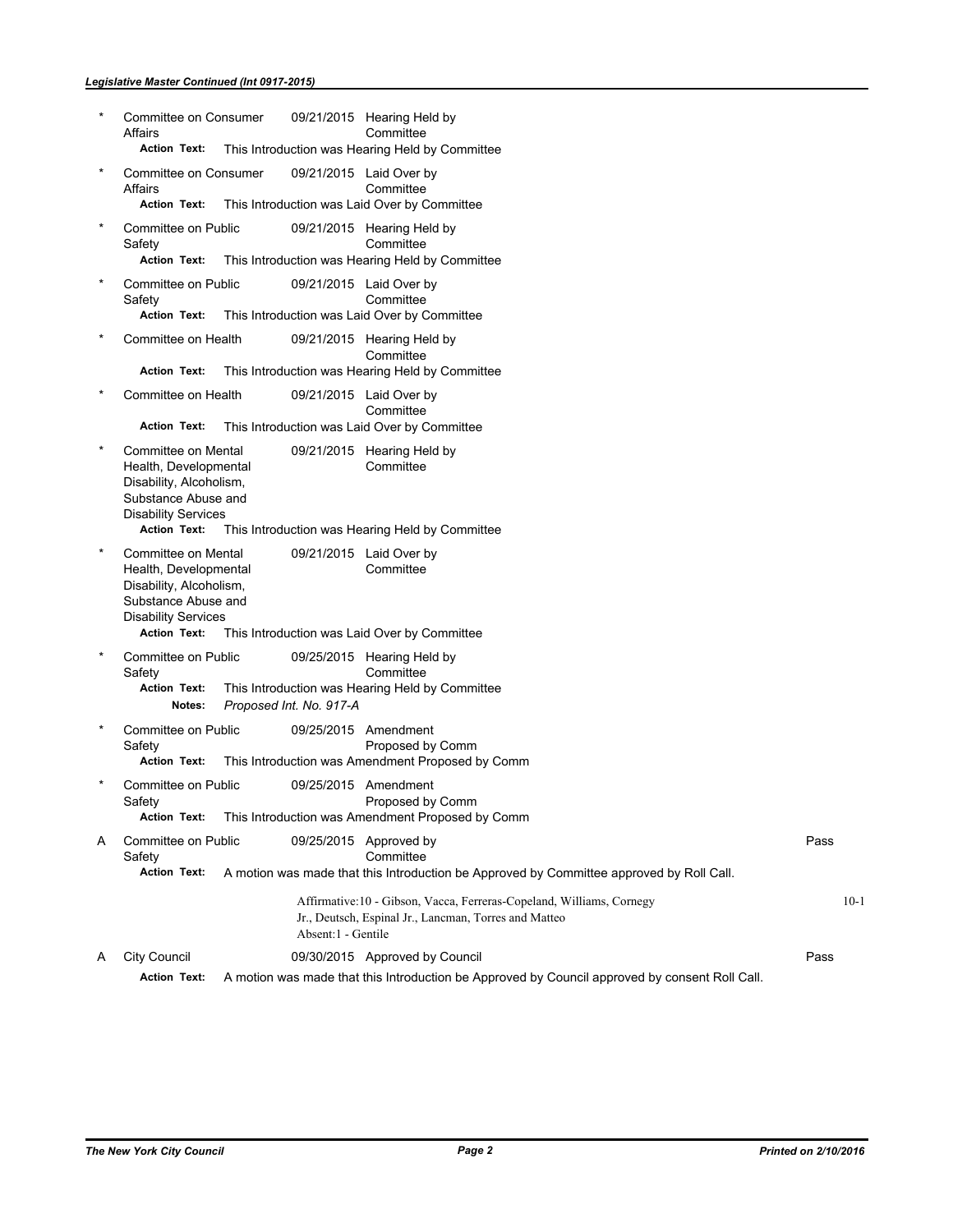*Legislative Master Continued (Int 0917-2015)*

| Ver. | Action By | Date | Action | Result |
|---|---|---|---|---|
| * | Committee on Consumer Affairs | 09/21/2015 | Hearing Held by Committee | |
| | **Action Text:** This Introduction was Hearing Held by Committee | | | |
| * | Committee on Consumer Affairs | 09/21/2015 | Laid Over by Committee | |
| | **Action Text:** This Introduction was Laid Over by Committee | | | |
| * | Committee on Public Safety | 09/21/2015 | Hearing Held by Committee | |
| | **Action Text:** This Introduction was Hearing Held by Committee | | | |
| * | Committee on Public Safety | 09/21/2015 | Laid Over by Committee | |
| | **Action Text:** This Introduction was Laid Over by Committee | | | |
| * | Committee on Health | 09/21/2015 | Hearing Held by Committee | |
| | **Action Text:** This Introduction was Hearing Held by Committee | | | |
| * | Committee on Health | 09/21/2015 | Laid Over by Committee | |
| | **Action Text:** This Introduction was Laid Over by Committee | | | |
| * | Committee on Mental Health, Developmental Disability, Alcoholism, Substance Abuse and Disability Services | 09/21/2015 | Hearing Held by Committee | |
| | **Action Text:** This Introduction was Hearing Held by Committee | | | |
| * | Committee on Mental Health, Developmental Disability, Alcoholism, Substance Abuse and Disability Services | 09/21/2015 | Laid Over by Committee | |
| | **Action Text:** This Introduction was Laid Over by Committee | | | |
| * | Committee on Public Safety | 09/25/2015 | Hearing Held by Committee | |
| | **Action Text:** This Introduction was Hearing Held by Committee | | | |
| | **Notes:** *Proposed Int. No. 917-A* | | | |
| * | Committee on Public Safety | 09/25/2015 | Amendment Proposed by Comm | |
| | **Action Text:** This Introduction was Amendment Proposed by Comm | | | |
| * | Committee on Public Safety | 09/25/2015 | Amendment Proposed by Comm | |
| | **Action Text:** This Introduction was Amendment Proposed by Comm | | | |
| A | Committee on Public Safety | 09/25/2015 | Approved by Committee | Pass |
| | **Action Text:** A motion was made that this Introduction be Approved by Committee approved by Roll Call. | | | |
| | Affirmative:10 - Gibson, Vacca, Ferreras-Copeland, Williams, Cornegy Jr., Deutsch, Espinal Jr., Lancman, Torres and Matteo<br>Absent:1 - Gentile | | | 10-1 |
| A | City Council | 09/30/2015 | Approved by Council | Pass |
| | **Action Text:** A motion was made that this Introduction be Approved by Council approved by consent Roll Call. | | | |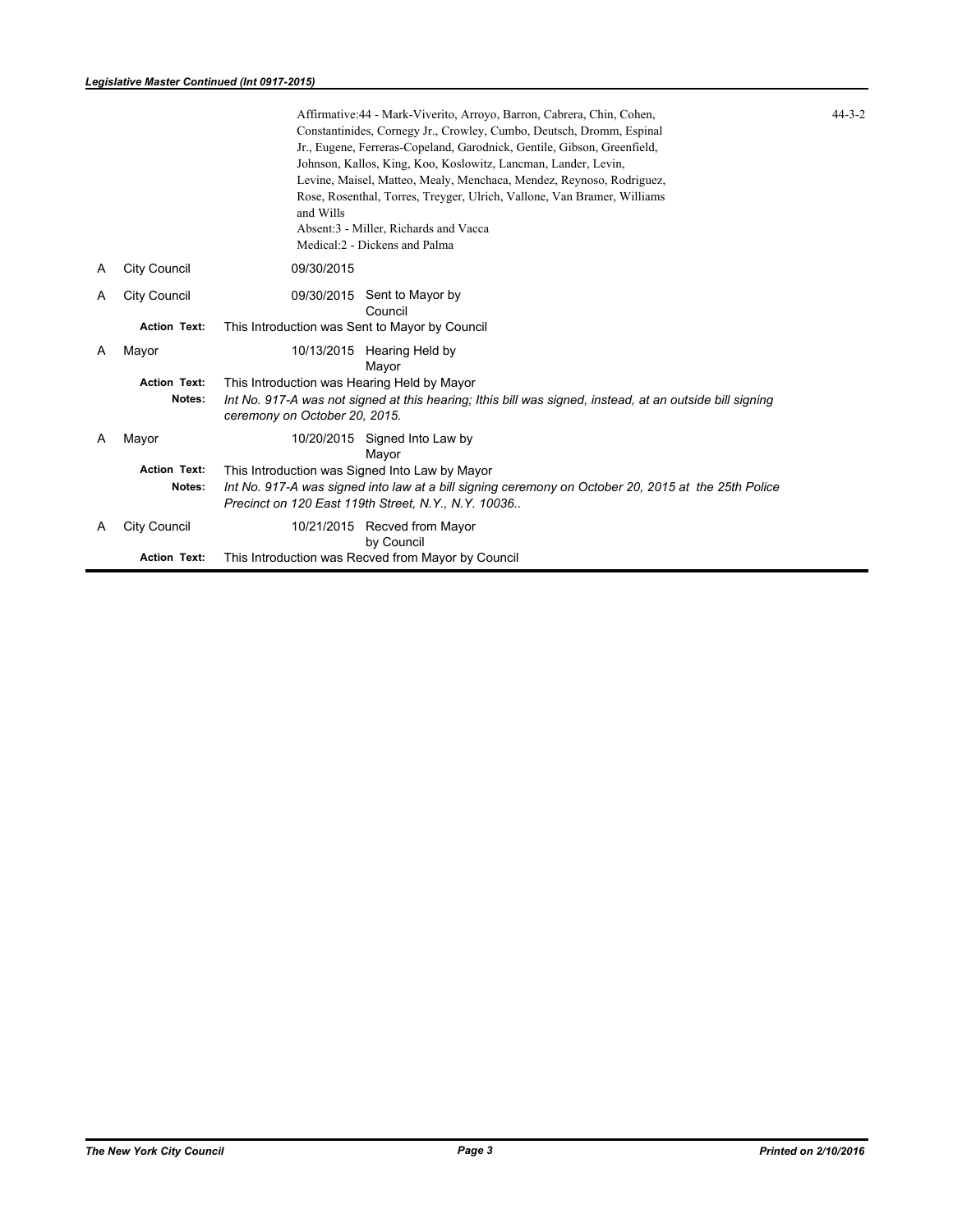Affirmative:44 - Mark-Viverito, Arroyo, Barron, Cabrera, Chin, Cohen, Constantinides, Cornegy Jr., Crowley, Cumbo, Deutsch, Dromm, Espinal Jr., Eugene, Ferreras-Copeland, Garodnick, Gentile, Gibson, Greenfield, Johnson, Kallos, King, Koo, Koslowitz, Lancman, Lander, Levin, Levine, Maisel, Matteo, Mealy, Menchaca, Mendez, Reynoso, Rodriguez, Rose, Rosenthal, Torres, Treyger, Ulrich, Vallone, Van Bramer, Williams and Wills
Absent:3 - Miller, Richards and Vacca
Medical:2 - Dickens and Palma

44-3-2

| | | | | |
|---|---|---|---|---|
| A | City Council | 09/30/2015 | | |
| A | City Council | 09/30/2015 | Sent to Mayor by Council | |
| | **Action Text:** | This Introduction was Sent to Mayor by Council | | |
| A | Mayor | 10/13/2015 | Hearing Held by Mayor | |
| | **Action Text:** | This Introduction was Hearing Held by Mayor | | |
| | **Notes:** | *Int No. 917-A was not signed at this hearing; Ithis bill was signed, instead, at an outside bill signing ceremony on October 20, 2015.* | | |
| A | Mayor | 10/20/2015 | Signed Into Law by Mayor | |
| | **Action Text:** | This Introduction was Signed Into Law by Mayor | | |
| | **Notes:** | *Int No. 917-A was signed into law at a bill signing ceremony on October 20, 2015 at the 25th Police Precinct on 120 East 119th Street, N.Y., N.Y. 10036..* | | |
| A | City Council | 10/21/2015 | Recved from Mayor by Council | |
| | **Action Text:** | This Introduction was Recved from Mayor by Council | | |